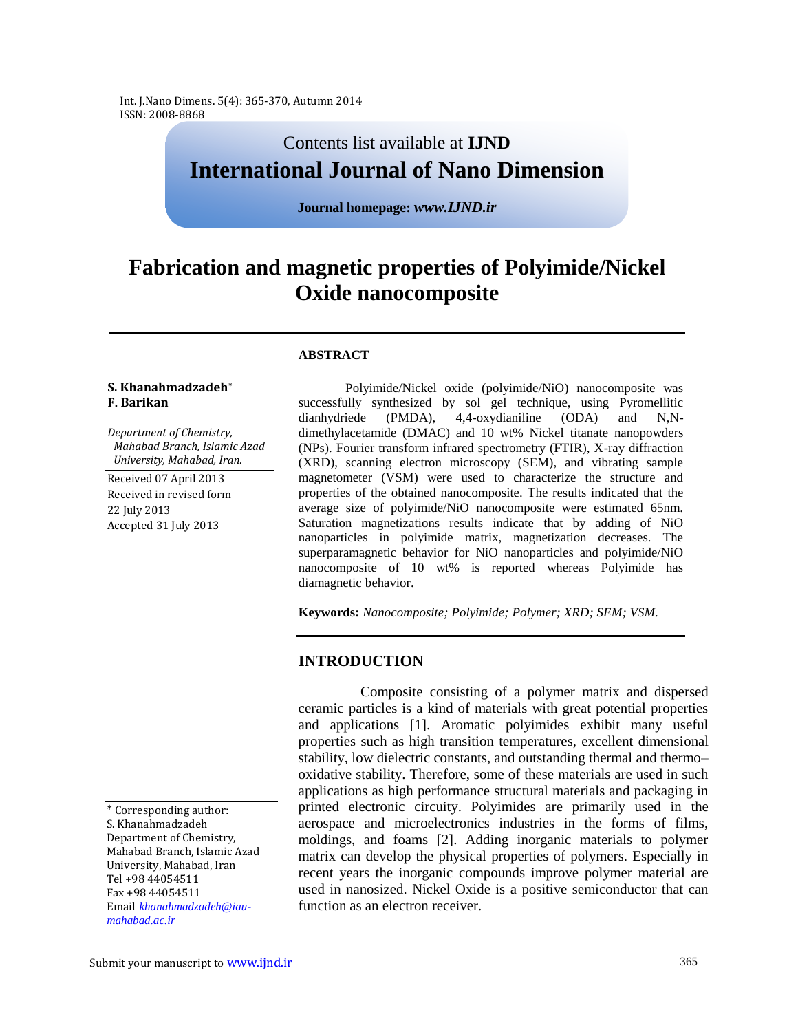Contents list available at **IJND**

**International Journal of Nano Dimension**

**Journal homepage:** ***www.IJND.ir***

# Fabrication and magnetic properties of Polyimide/Nickel Oxide nanocomposite

**S. Khanahmadzadeh***
**F. Barikan**

*Department of Chemistry, Mahabad Branch, Islamic Azad University, Mahabad, Iran.*

Received 07 April 2013
Received in revised form 22 July 2013
Accepted 31 July 2013

### ABSTRACT

Polyimide/Nickel oxide (polyimide/NiO) nanocomposite was successfully synthesized by sol gel technique, using Pyromellitic dianhydriede (PMDA), 4,4-oxydianiline (ODA) and N,N-dimethylacetamide (DMAC) and 10 wt% Nickel titanate nanopowders (NPs). Fourier transform infrared spectrometry (FTIR), X-ray diffraction (XRD), scanning electron microscopy (SEM), and vibrating sample magnetometer (VSM) were used to characterize the structure and properties of the obtained nanocomposite. The results indicated that the average size of polyimide/NiO nanocomposite were estimated 65nm. Saturation magnetizations results indicate that by adding of NiO nanoparticles in polyimide matrix, magnetization decreases. The superparamagnetic behavior for NiO nanoparticles and polyimide/NiO nanocomposite of 10 wt% is reported whereas Polyimide has diamagnetic behavior.

**Keywords:** *Nanocomposite; Polyimide; Polymer; XRD; SEM; VSM.*

## INTRODUCTION

Composite consisting of a polymer matrix and dispersed ceramic particles is a kind of materials with great potential properties and applications [1]. Aromatic polyimides exhibit many useful properties such as high transition temperatures, excellent dimensional stability, low dielectric constants, and outstanding thermal and thermo–oxidative stability. Therefore, some of these materials are used in such applications as high performance structural materials and packaging in printed electronic circuity. Polyimides are primarily used in the aerospace and microelectronics industries in the forms of films, moldings, and foams [2]. Adding inorganic materials to polymer matrix can develop the physical properties of polymers. Especially in recent years the inorganic compounds improve polymer material are used in nanosized. Nickel Oxide is a positive semiconductor that can function as an electron receiver.

\* Corresponding author:
S. Khanahmadzadeh
Department of Chemistry, Mahabad Branch, Islamic Azad University, Mahabad, Iran
Tel +98 44054511
Fax +98 44054511
Email *khanahmadzadeh@iau-mahabad.ac.ir*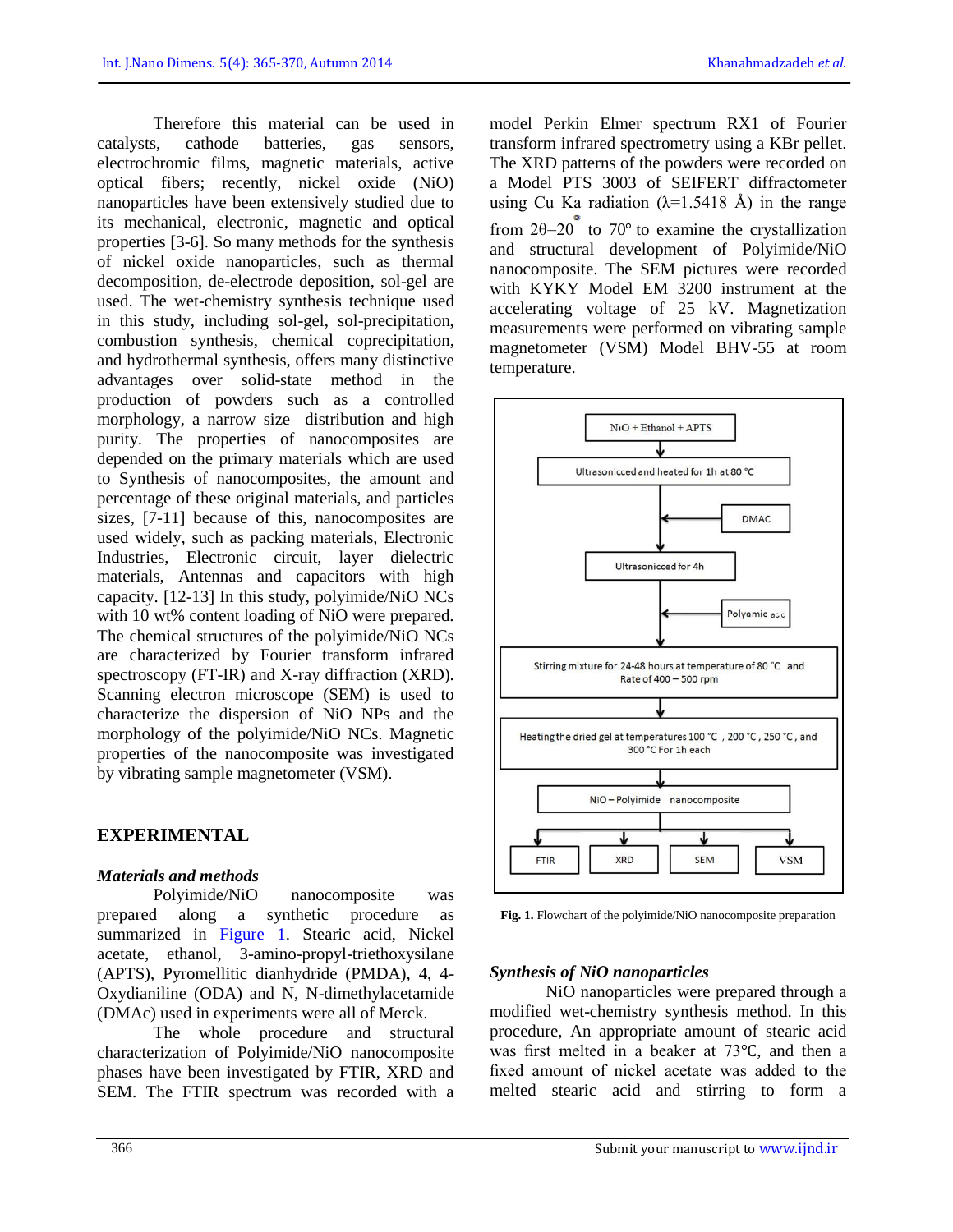Therefore this material can be used in catalysts, cathode batteries, gas sensors, electrochromic films, magnetic materials, active optical fibers; recently, nickel oxide (NiO) nanoparticles have been extensively studied due to its mechanical, electronic, magnetic and optical properties [3-6]. So many methods for the synthesis of nickel oxide nanoparticles, such as thermal decomposition, de-electrode deposition, sol-gel are used. The wet-chemistry synthesis technique used in this study, including sol-gel, sol-precipitation, combustion synthesis, chemical coprecipitation, and hydrothermal synthesis, offers many distinctive advantages over solid-state method in the production of powders such as a controlled morphology, a narrow size distribution and high purity. The properties of nanocomposites are depended on the primary materials which are used to Synthesis of nanocomposites, the amount and percentage of these original materials, and particles sizes, [7-11] because of this, nanocomposites are used widely, such as packing materials, Electronic Industries, Electronic circuit, layer dielectric materials, Antennas and capacitors with high capacity. [12-13] In this study, polyimide/NiO NCs with 10 wt% content loading of NiO were prepared. The chemical structures of the polyimide/NiO NCs are characterized by Fourier transform infrared spectroscopy (FT-IR) and X-ray diffraction (XRD). Scanning electron microscope (SEM) is used to characterize the dispersion of NiO NPs and the morphology of the polyimide/NiO NCs. Magnetic properties of the nanocomposite was investigated by vibrating sample magnetometer (VSM).

## EXPERIMENTAL

### *Materials and methods*

Polyimide/NiO nanocomposite was prepared along a synthetic procedure as summarized in Figure 1. Stearic acid, Nickel acetate, ethanol, 3-amino-propyl-triethoxysilane (APTS), Pyromellitic dianhydride (PMDA), 4, 4-Oxydianiline (ODA) and N, N-dimethylacetamide (DMAc) used in experiments were all of Merck.

The whole procedure and structural characterization of Polyimide/NiO nanocomposite phases have been investigated by FTIR, XRD and SEM. The FTIR spectrum was recorded with a model Perkin Elmer spectrum RX1 of Fourier transform infrared spectrometry using a KBr pellet. The XRD patterns of the powders were recorded on a Model PTS 3003 of SEIFERT diffractometer using Cu Ka radiation (λ=1.5418 Å) in the range from 2θ=20° to 70° to examine the crystallization and structural development of Polyimide/NiO nanocomposite. The SEM pictures were recorded with KYKY Model EM 3200 instrument at the accelerating voltage of 25 kV. Magnetization measurements were performed on vibrating sample magnetometer (VSM) Model BHV-55 at room temperature.

NiO + Ethanol + APTS
↓
Ultrasonicced and heated for 1h at 80 °C
↓ ← DMAC
Ultrasonicced for 4h
↓ ← Polyamic acid
Stirring mixture for 24-48 hours at temperature of 80 °C and Rate of 400 – 500 rpm
↓
Heating the dried gel at temperatures 100 °C , 200 °C , 250 °C , and 300 °C For 1h each
↓
NiO – Polyimide nanocomposite
↓
FTIR | XRD | SEM | VSM

**Fig. 1.** Flowchart of the polyimide/NiO nanocomposite preparation

### *Synthesis of NiO nanoparticles*

NiO nanoparticles were prepared through a modified wet-chemistry synthesis method. In this procedure, An appropriate amount of stearic acid was first melted in a beaker at 73℃, and then a fixed amount of nickel acetate was added to the melted stearic acid and stirring to form a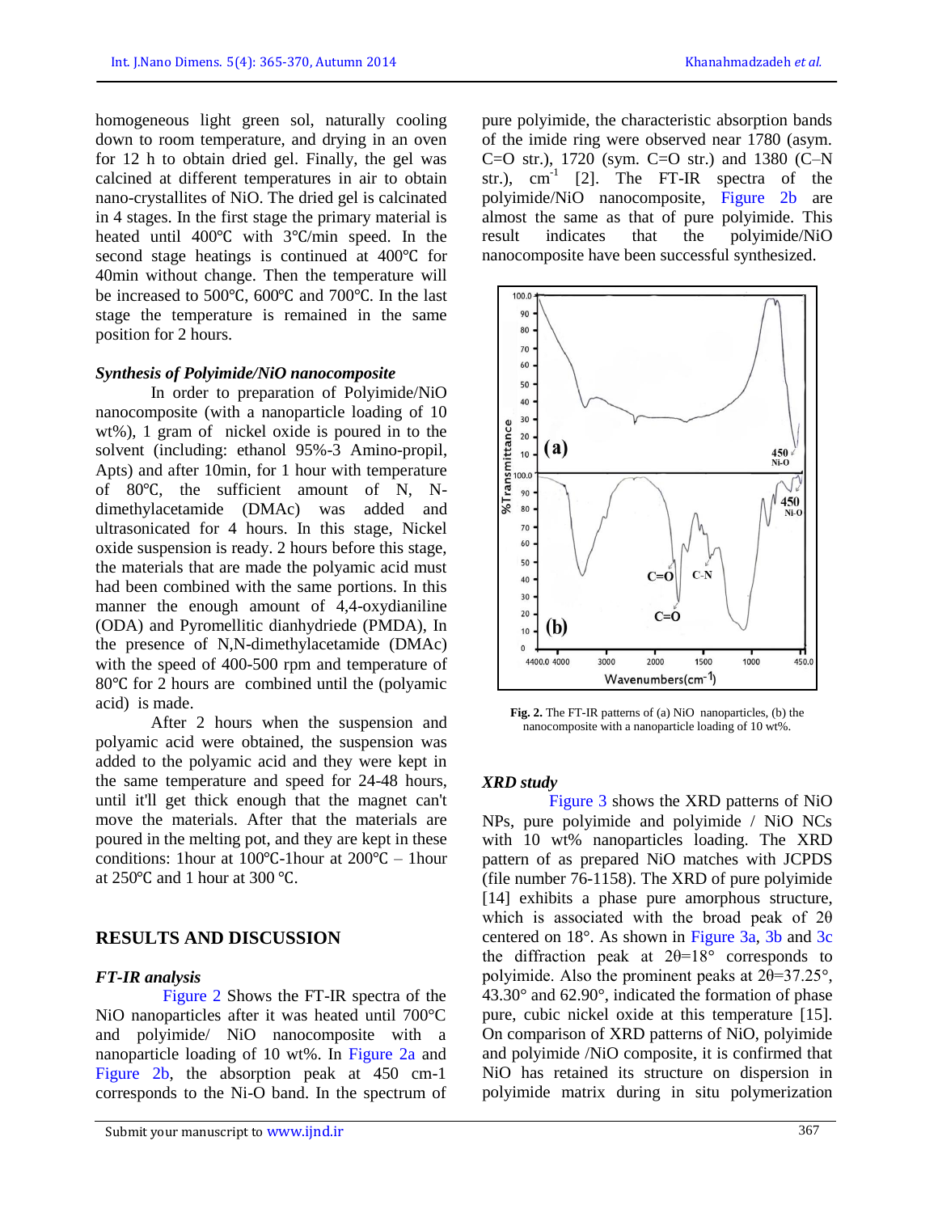homogeneous light green sol, naturally cooling down to room temperature, and drying in an oven for 12 h to obtain dried gel. Finally, the gel was calcined at different temperatures in air to obtain nano-crystallites of NiO. The dried gel is calcinated in 4 stages. In the first stage the primary material is heated until 400℃ with 3℃/min speed. In the second stage heatings is continued at 400℃ for 40min without change. Then the temperature will be increased to 500℃, 600℃ and 700℃. In the last stage the temperature is remained in the same position for 2 hours.

### *Synthesis of Polyimide/NiO nanocomposite*

In order to preparation of Polyimide/NiO nanocomposite (with a nanoparticle loading of 10 wt%), 1 gram of nickel oxide is poured in to the solvent (including: ethanol 95%-3 Amino-propil, Apts) and after 10min, for 1 hour with temperature of 80℃, the sufficient amount of N, N-dimethylacetamide (DMAc) was added and ultrasonicated for 4 hours. In this stage, Nickel oxide suspension is ready. 2 hours before this stage, the materials that are made the polyamic acid must had been combined with the same portions. In this manner the enough amount of 4,4-oxydianiline (ODA) and Pyromellitic dianhydriede (PMDA), In the presence of N,N-dimethylacetamide (DMAc) with the speed of 400-500 rpm and temperature of 80℃ for 2 hours are combined until the (polyamic acid) is made.

After 2 hours when the suspension and polyamic acid were obtained, the suspension was added to the polyamic acid and they were kept in the same temperature and speed for 24-48 hours, until it'll get thick enough that the magnet can't move the materials. After that the materials are poured in the melting pot, and they are kept in these conditions: 1hour at 100℃-1hour at 200℃ – 1hour at 250℃ and 1 hour at 300 ℃.

## RESULTS AND DISCUSSION

### *FT-IR analysis*

Figure 2 Shows the FT-IR spectra of the NiO nanoparticles after it was heated until 700°C and polyimide/ NiO nanocomposite with a nanoparticle loading of 10 wt%. In Figure 2a and Figure 2b, the absorption peak at 450 cm-1 corresponds to the Ni-O band. In the spectrum of pure polyimide, the characteristic absorption bands of the imide ring were observed near 1780 (asym. C=O str.), 1720 (sym. C=O str.) and 1380 (C–N str.), $cm^{-1}$ [2]. The FT-IR spectra of the polyimide/NiO nanocomposite, Figure 2b are almost the same as that of pure polyimide. This result indicates that the polyimide/NiO nanocomposite have been successful synthesized.

**Fig. 2.** The FT-IR patterns of (a) NiO nanoparticles, (b) the nanocomposite with a nanoparticle loading of 10 wt%.

### *XRD study*

Figure 3 shows the XRD patterns of NiO NPs, pure polyimide and polyimide / NiO NCs with 10 wt% nanoparticles loading. The XRD pattern of as prepared NiO matches with JCPDS (file number 76-1158). The XRD of pure polyimide [14] exhibits a phase pure amorphous structure, which is associated with the broad peak of 2θ centered on 18°. As shown in Figure 3a, 3b and 3c the diffraction peak at 2θ=18° corresponds to polyimide. Also the prominent peaks at 2θ=37.25°, 43.30° and 62.90°, indicated the formation of phase pure, cubic nickel oxide at this temperature [15]. On comparison of XRD patterns of NiO, polyimide and polyimide /NiO composite, it is confirmed that NiO has retained its structure on dispersion in polyimide matrix during in situ polymerization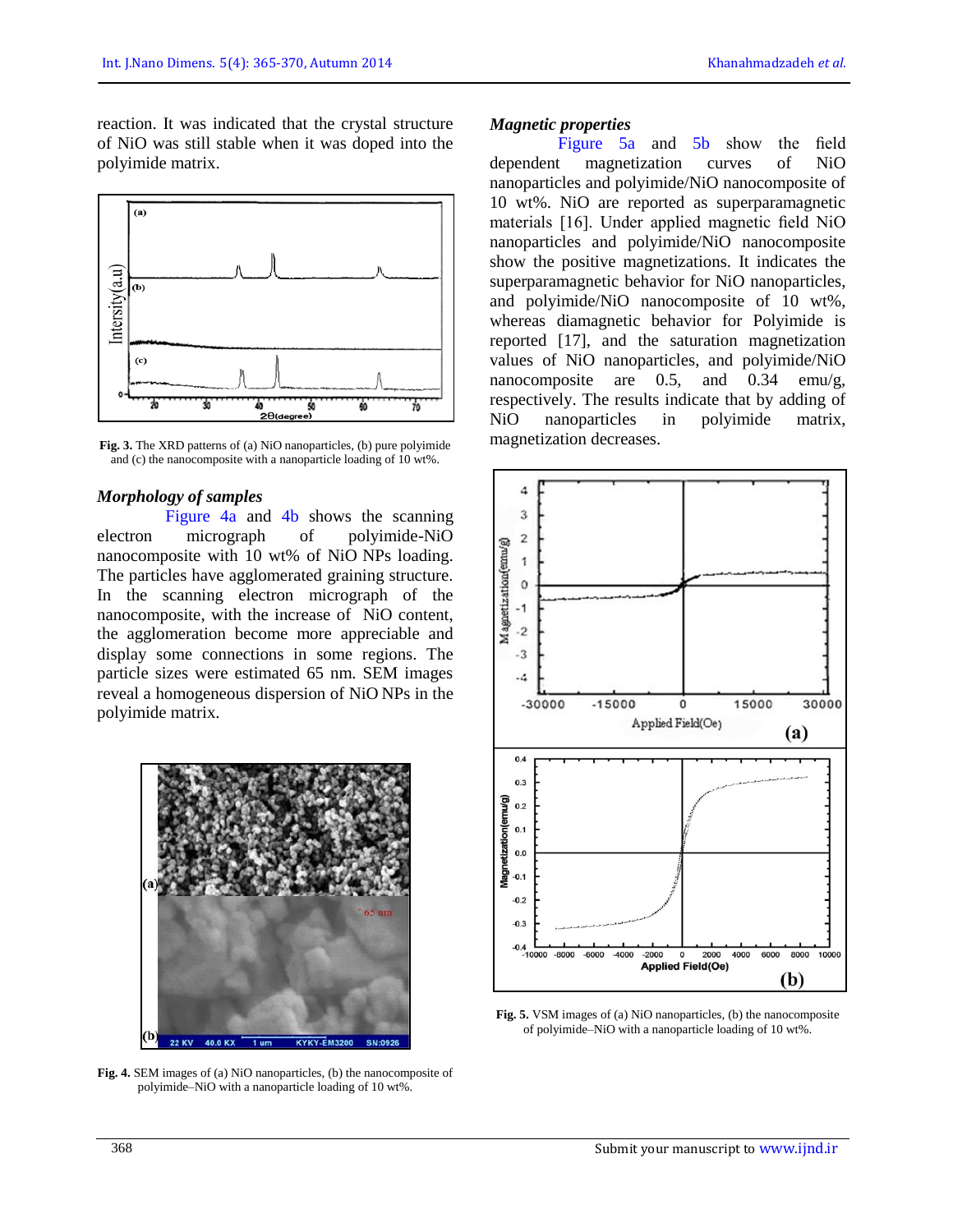reaction. It was indicated that the crystal structure of NiO was still stable when it was doped into the polyimide matrix.

**Fig. 3.** The XRD patterns of (a) NiO nanoparticles, (b) pure polyimide and (c) the nanocomposite with a nanoparticle loading of 10 wt%.

### *Morphology of samples*

Figure 4a and 4b shows the scanning electron micrograph of polyimide-NiO nanocomposite with 10 wt% of NiO NPs loading. The particles have agglomerated graining structure. In the scanning electron micrograph of the nanocomposite, with the increase of NiO content, the agglomeration become more appreciable and display some connections in some regions. The particle sizes were estimated 65 nm. SEM images reveal a homogeneous dispersion of NiO NPs in the polyimide matrix.

**Fig. 4.** SEM images of (a) NiO nanoparticles, (b) the nanocomposite of polyimide–NiO with a nanoparticle loading of 10 wt%.

### *Magnetic properties*

Figure 5a and 5b show the field dependent magnetization curves of NiO nanoparticles and polyimide/NiO nanocomposite of 10 wt%. NiO are reported as superparamagnetic materials [16]. Under applied magnetic field NiO nanoparticles and polyimide/NiO nanocomposite show the positive magnetizations. It indicates the superparamagnetic behavior for NiO nanoparticles, and polyimide/NiO nanocomposite of 10 wt%, whereas diamagnetic behavior for Polyimide is reported [17], and the saturation magnetization values of NiO nanoparticles, and polyimide/NiO nanocomposite are 0.5, and 0.34 emu/g, respectively. The results indicate that by adding of NiO nanoparticles in polyimide matrix, magnetization decreases.

**Fig. 5.** VSM images of (a) NiO nanoparticles, (b) the nanocomposite of polyimide–NiO with a nanoparticle loading of 10 wt%.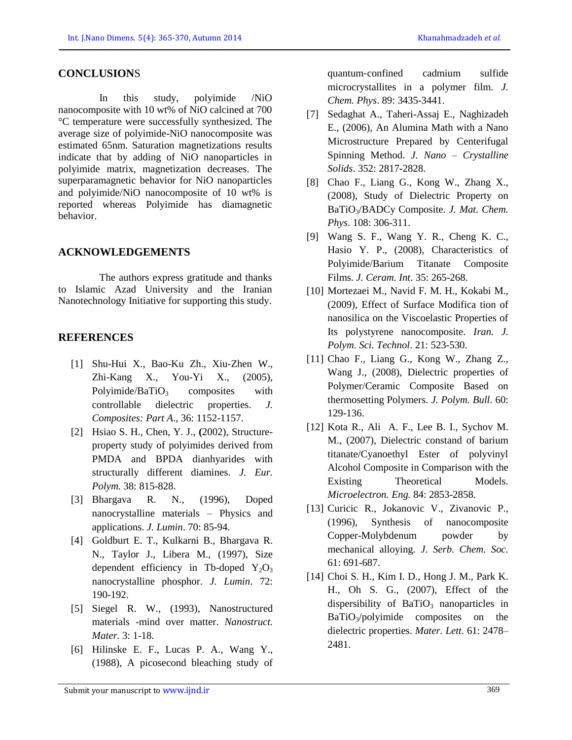## CONCLUSIONS

In this study, polyimide /NiO nanocomposite with 10 wt% of NiO calcined at 700 °C temperature were successfully synthesized. The average size of polyimide-NiO nanocomposite was estimated 65nm. Saturation magnetizations results indicate that by adding of NiO nanoparticles in polyimide matrix, magnetization decreases. The superparamagnetic behavior for NiO nanoparticles and polyimide/NiO nanocomposite of 10 wt% is reported whereas Polyimide has diamagnetic behavior.

## ACKNOWLEDGEMENTS

The authors express gratitude and thanks to Islamic Azad University and the Iranian Nanotechnology Initiative for supporting this study.

## REFERENCES

[1] Shu-Hui X., Bao-Ku Zh., Xiu-Zhen W., Zhi-Kang X., You-Yi X., (2005), Polyimide/$BaTiO_3$ composites with controllable dielectric properties. *J. Composites: Part A.*, 36: 1152-1157.

[2] Hsiao S. H., Chen, Y. J., **(**2002), Structure-property study of polyimides derived from PMDA and BPDA dianhyarides with structurally different diamines. *J. Eur. Polym.* 38: 815-828.

[3] Bhargava R. N., (1996), Doped nanocrystalline materials – Physics and applications. *J. Lumin*. 70: 85-94.

[4] Goldburt E. T., Kulkarni B., Bhargava R. N., Taylor J., Libera M., (1997), Size dependent efficiency in Tb-doped $Y_2O_3$ nanocrystalline phosphor. *J. Lumin*. 72: 190-192.

[5] Siegel R. W., (1993), Nanostructured materials -mind over matter. *Nanostruct. Mater.* 3: 1-18.

[6] Hilinske E. F., Lucas P. A., Wang Y., (1988), A picosecond bleaching study of quantum-confined cadmium sulfide microcrystallites in a polymer film. *J. Chem. Phys*. 89: 3435-3441.

[7] Sedaghat A., Taheri-Assaj E., Naghizadeh E., (2006), An Alumina Math with a Nano Microstructure Prepared by Centerifugal Spinning Method. *J. Nano – Crystalline Solids*. 352: 2817-2828.

[8] Chao F., Liang G., Kong W., Zhang X., (2008), Study of Dielectric Property on $BaTiO_3$/BADCy Composite. *J. Mat. Chem. Phys*. 108: 306-311.

[9] Wang S. F., Wang Y. R., Cheng K. C., Hasio Y. P., (2008), Characteristics of Polyimide/Barium Titanate Composite Films. *J. Ceram. Int*. 35: 265-268.

[10] Mortezaei M., Navid F. M. H., Kokabi M., (2009), Effect of Surface Modifica tion of nanosilica on the Viscoelastic Properties of Its polystyrene nanocomposite. *Iran. J. Polym. Sci. Technol*. 21: 523-530.

[11] Chao F., Liang G., Kong W., Zhang Z., Wang J., (2008), Dielectric properties of Polymer/Ceramic Composite Based on thermosetting Polymers. *J. Polym. Bull.* 60: 129-136.

[12] Kota R., Ali A. F., Lee B. I., Sychov M. M., (2007), Dielectric constand of barium titanate/Cyanoethyl Ester of polyvinyl Alcohol Composite in Comparison with the Existing Theoretical Models. *Microelectron. Eng.* 84: 2853-2858.

[13] Curicic R., Jokanovic V., Zivanovic P., (1996), Synthesis of nanocomposite Copper-Molybdenum powder by mechanical alloying. *J. Serb. Chem. Soc.* 61: 691-687.

[14] Choi S. H., Kim I. D., Hong J. M., Park K. H., Oh S. G., (2007), Effect of the dispersibility of $BaTiO_3$ nanoparticles in $BaTiO_3$/polyimide composites on the dielectric properties. *Mater. Lett.* 61: 2478–2481.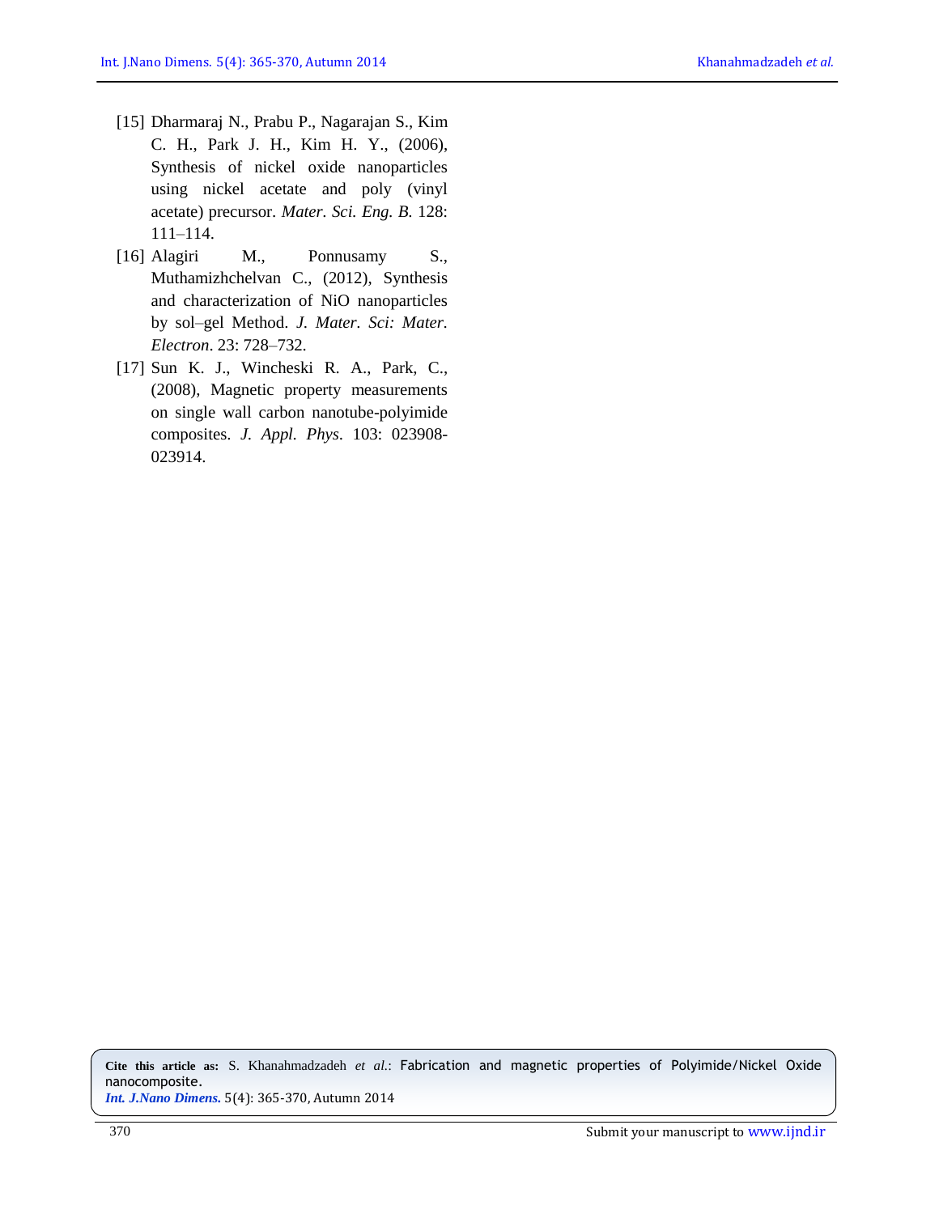[15] Dharmaraj N., Prabu P., Nagarajan S., Kim C. H., Park J. H., Kim H. Y., (2006), Synthesis of nickel oxide nanoparticles using nickel acetate and poly (vinyl acetate) precursor. *Mater. Sci. Eng. B*. 128: 111–114.

[16] Alagiri M., Ponnusamy S., Muthamizhchelvan C., (2012), Synthesis and characterization of NiO nanoparticles by sol–gel Method. *J. Mater. Sci: Mater. Electron*. 23: 728–732.

[17] Sun K. J., Wincheski R. A., Park, C., (2008), Magnetic property measurements on single wall carbon nanotube-polyimide composites. *J. Appl. Phys*. 103: 023908-023914.

**Cite this article as:** S. Khanahmadzadeh *et al.*: Fabrication and magnetic properties of Polyimide/Nickel Oxide nanocomposite.
***Int. J.Nano Dimens.*** 5(4): 365-370, Autumn 2014